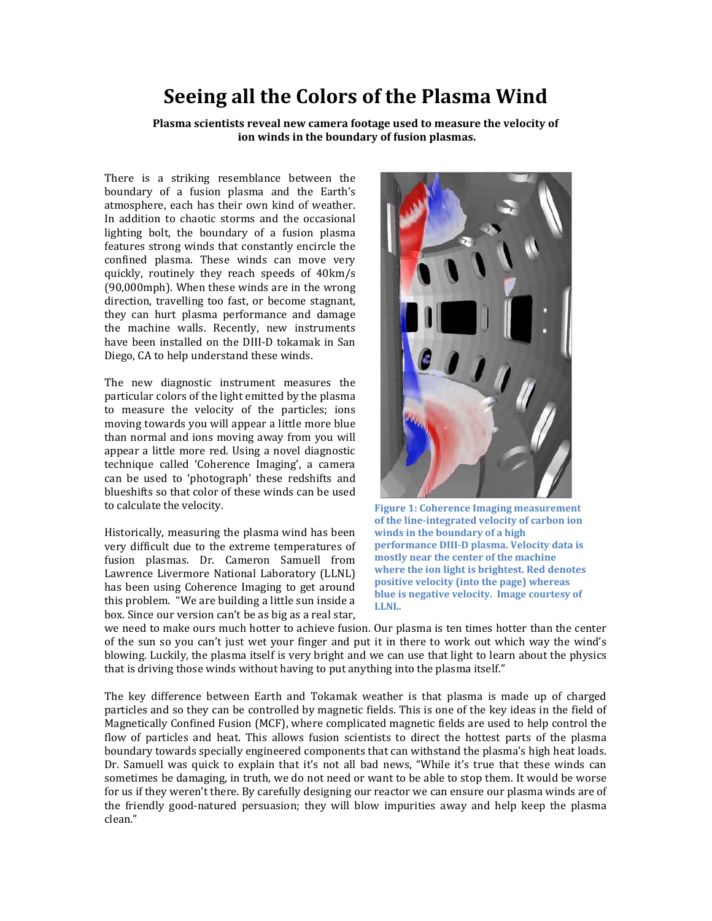# Seeing all the Colors of the Plasma Wind

**Plasma scientists reveal new camera footage used to measure the velocity of ion winds in the boundary of fusion plasmas.**

There is a striking resemblance between the boundary of a fusion plasma and the Earth's atmosphere, each has their own kind of weather. In addition to chaotic storms and the occasional lighting bolt, the boundary of a fusion plasma features strong winds that constantly encircle the confined plasma. These winds can move very quickly, routinely they reach speeds of 40km/s (90,000mph). When these winds are in the wrong direction, travelling too fast, or become stagnant, they can hurt plasma performance and damage the machine walls. Recently, new instruments have been installed on the DIII-D tokamak in San Diego, CA to help understand these winds.

The new diagnostic instrument measures the particular colors of the light emitted by the plasma to measure the velocity of the particles; ions moving towards you will appear a little more blue than normal and ions moving away from you will appear a little more red. Using a novel diagnostic technique called 'Coherence Imaging', a camera can be used to 'photograph' these redshifts and blueshifts so that color of these winds can be used to calculate the velocity.

**Figure 1: Coherence Imaging measurement of the line-integrated velocity of carbon ion winds in the boundary of a high performance DIII-D plasma. Velocity data is mostly near the center of the machine where the ion light is brightest. Red denotes positive velocity (into the page) whereas blue is negative velocity. Image courtesy of LLNL.**

Historically, measuring the plasma wind has been very difficult due to the extreme temperatures of fusion plasmas. Dr. Cameron Samuell from Lawrence Livermore National Laboratory (LLNL) has been using Coherence Imaging to get around this problem. "We are building a little sun inside a box. Since our version can't be as big as a real star, we need to make ours much hotter to achieve fusion. Our plasma is ten times hotter than the center of the sun so you can't just wet your finger and put it in there to work out which way the wind's blowing. Luckily, the plasma itself is very bright and we can use that light to learn about the physics that is driving those winds without having to put anything into the plasma itself."

The key difference between Earth and Tokamak weather is that plasma is made up of charged particles and so they can be controlled by magnetic fields. This is one of the key ideas in the field of Magnetically Confined Fusion (MCF), where complicated magnetic fields are used to help control the flow of particles and heat. This allows fusion scientists to direct the hottest parts of the plasma boundary towards specially engineered components that can withstand the plasma's high heat loads. Dr. Samuell was quick to explain that it's not all bad news, "While it's true that these winds can sometimes be damaging, in truth, we do not need or want to be able to stop them. It would be worse for us if they weren't there. By carefully designing our reactor we can ensure our plasma winds are of the friendly good-natured persuasion; they will blow impurities away and help keep the plasma clean."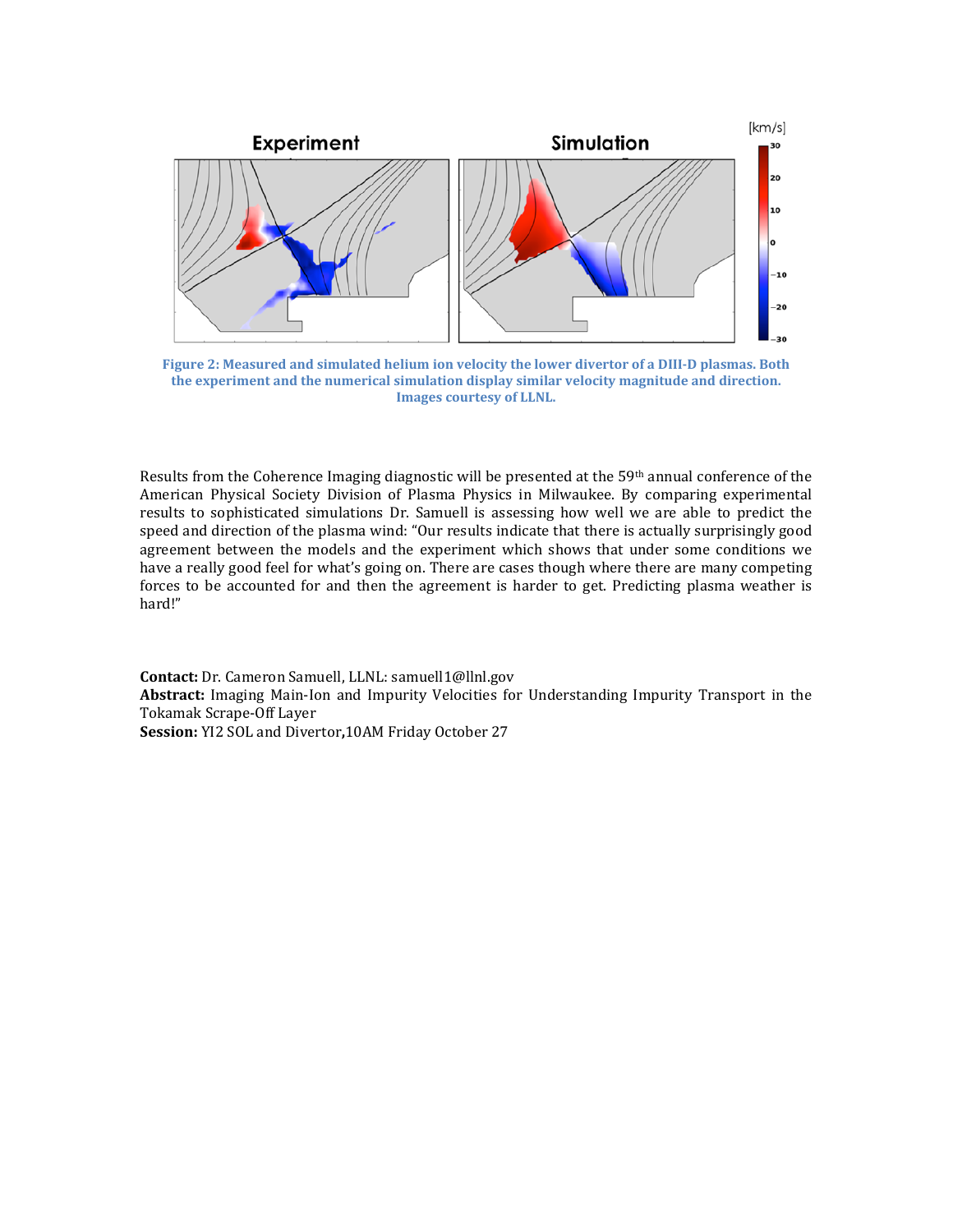Experiment

Simulation

[km/s]

30

20

10

0

−10

−20

−30

**Figure 2: Measured and simulated helium ion velocity the lower divertor of a DIII-D plasmas. Both the experiment and the numerical simulation display similar velocity magnitude and direction. Images courtesy of LLNL.**

Results from the Coherence Imaging diagnostic will be presented at the 59th annual conference of the American Physical Society Division of Plasma Physics in Milwaukee. By comparing experimental results to sophisticated simulations Dr. Samuell is assessing how well we are able to predict the speed and direction of the plasma wind: "Our results indicate that there is actually surprisingly good agreement between the models and the experiment which shows that under some conditions we have a really good feel for what's going on. There are cases though where there are many competing forces to be accounted for and then the agreement is harder to get. Predicting plasma weather is hard!"

**Contact:** Dr. Cameron Samuell, LLNL: samuell1@llnl.gov
**Abstract:** Imaging Main-Ion and Impurity Velocities for Understanding Impurity Transport in the Tokamak Scrape-Off Layer
**Session:** YI2 SOL and Divertor**,**10AM Friday October 27